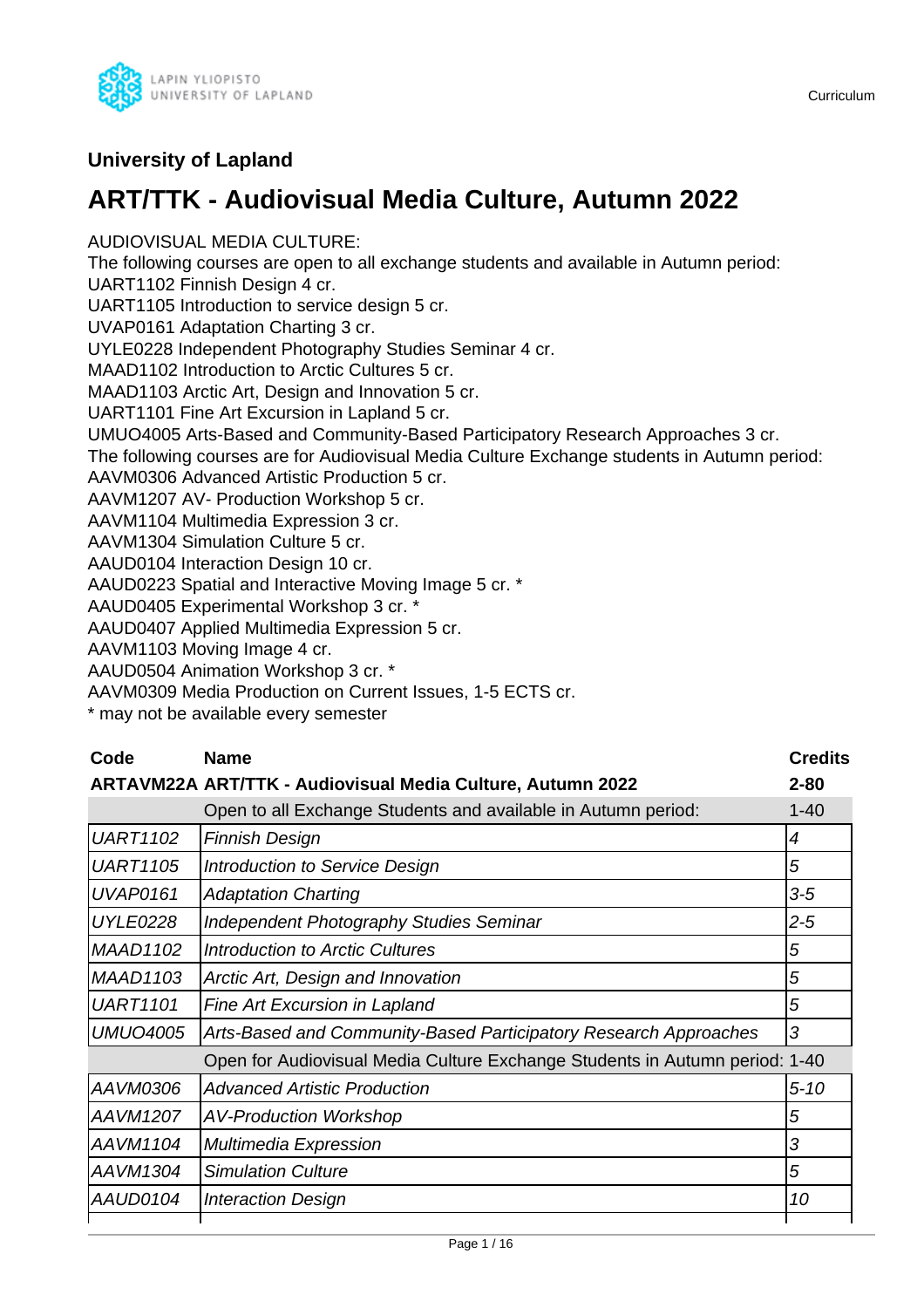### University of Lapland

# ART/TTK - Audiovisual Media Culture, Autumn 2022

AUDIOVISUAL MEDIA CULTURE:
The following courses are open to all exchange students and available in Autumn period:
UART1102 Finnish Design 4 cr.
UART1105 Introduction to service design 5 cr.
UVAP0161 Adaptation Charting 3 cr.
UYLE0228 Independent Photography Studies Seminar 4 cr.
MAAD1102 Introduction to Arctic Cultures 5 cr.
MAAD1103 Arctic Art, Design and Innovation 5 cr.
UART1101 Fine Art Excursion in Lapland 5 cr.
UMUO4005 Arts-Based and Community-Based Participatory Research Approaches 3 cr.
The following courses are for Audiovisual Media Culture Exchange students in Autumn period:
AAVM0306 Advanced Artistic Production 5 cr.
AAVM1207 AV- Production Workshop 5 cr.
AAVM1104 Multimedia Expression 3 cr.
AAVM1304 Simulation Culture 5 cr.
AAUD0104 Interaction Design 10 cr.
AAUD0223 Spatial and Interactive Moving Image 5 cr. *
AAUD0405 Experimental Workshop 3 cr. *
AAUD0407 Applied Multimedia Expression 5 cr.
AAVM1103 Moving Image 4 cr.
AAUD0504 Animation Workshop 3 cr. *
AAVM0309 Media Production on Current Issues, 1-5 ECTS cr.
* may not be available every semester

| Code | Name | Credits |
|---|---|---|
| **ARTAVM22A** | **ART/TTK - Audiovisual Media Culture, Autumn 2022** | **2-80** |
| | Open to all Exchange Students and available in Autumn period: | 1-40 |
| *UART1102* | *Finnish Design* | *4* |
| *UART1105* | *Introduction to Service Design* | *5* |
| *UVAP0161* | *Adaptation Charting* | *3-5* |
| *UYLE0228* | *Independent Photography Studies Seminar* | *2-5* |
| *MAAD1102* | *Introduction to Arctic Cultures* | *5* |
| *MAAD1103* | *Arctic Art, Design and Innovation* | *5* |
| *UART1101* | *Fine Art Excursion in Lapland* | *5* |
| *UMUO4005* | *Arts-Based and Community-Based Participatory Research Approaches* | *3* |
| | Open for Audiovisual Media Culture Exchange Students in Autumn period: | 1-40 |
| *AAVM0306* | *Advanced Artistic Production* | *5-10* |
| *AAVM1207* | *AV-Production Workshop* | *5* |
| *AAVM1104* | *Multimedia Expression* | *3* |
| *AAVM1304* | *Simulation Culture* | *5* |
| *AAUD0104* | *Interaction Design* | *10* |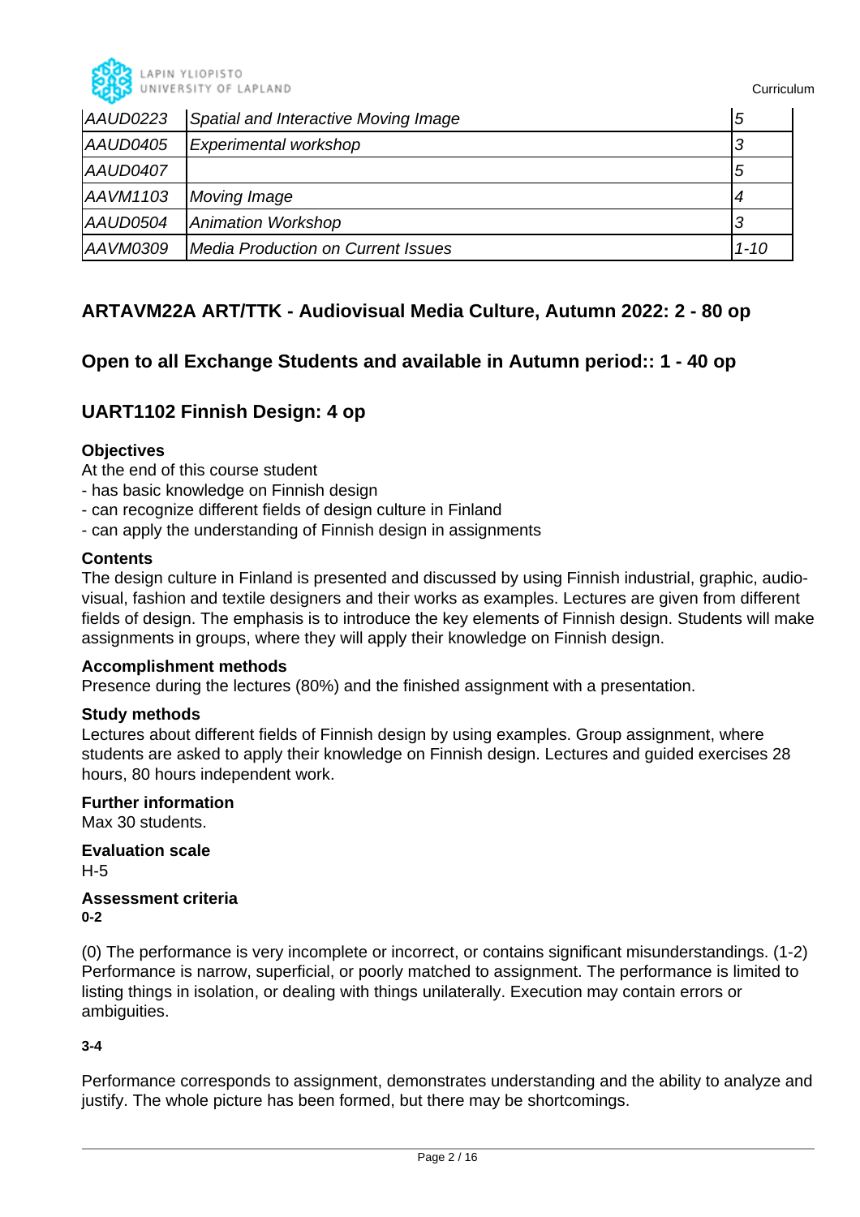| | | |
|---|---|---|
| *AAUD0223* | *Spatial and Interactive Moving Image* | *5* |
| *AAUD0405* | *Experimental workshop* | *3* |
| *AAUD0407* | | *5* |
| *AAVM1103* | *Moving Image* | *4* |
| *AAUD0504* | *Animation Workshop* | *3* |
| *AAVM0309* | *Media Production on Current Issues* | *1-10* |

## ARTAVM22A ART/TTK - Audiovisual Media Culture, Autumn 2022: 2 - 80 op

## Open to all Exchange Students and available in Autumn period:: 1 - 40 op

## UART1102 Finnish Design: 4 op

**Objectives**

At the end of this course student
- has basic knowledge on Finnish design
- can recognize different fields of design culture in Finland
- can apply the understanding of Finnish design in assignments

**Contents**

The design culture in Finland is presented and discussed by using Finnish industrial, graphic, audio-visual, fashion and textile designers and their works as examples. Lectures are given from different fields of design. The emphasis is to introduce the key elements of Finnish design. Students will make assignments in groups, where they will apply their knowledge on Finnish design.

**Accomplishment methods**

Presence during the lectures (80%) and the finished assignment with a presentation.

**Study methods**

Lectures about different fields of Finnish design by using examples. Group assignment, where students are asked to apply their knowledge on Finnish design. Lectures and guided exercises 28 hours, 80 hours independent work.

**Further information**

Max 30 students.

**Evaluation scale**

H-5

**Assessment criteria**

**0-2**

(0) The performance is very incomplete or incorrect, or contains significant misunderstandings. (1-2) Performance is narrow, superficial, or poorly matched to assignment. The performance is limited to listing things in isolation, or dealing with things unilaterally. Execution may contain errors or ambiguities.

**3-4**

Performance corresponds to assignment, demonstrates understanding and the ability to analyze and justify. The whole picture has been formed, but there may be shortcomings.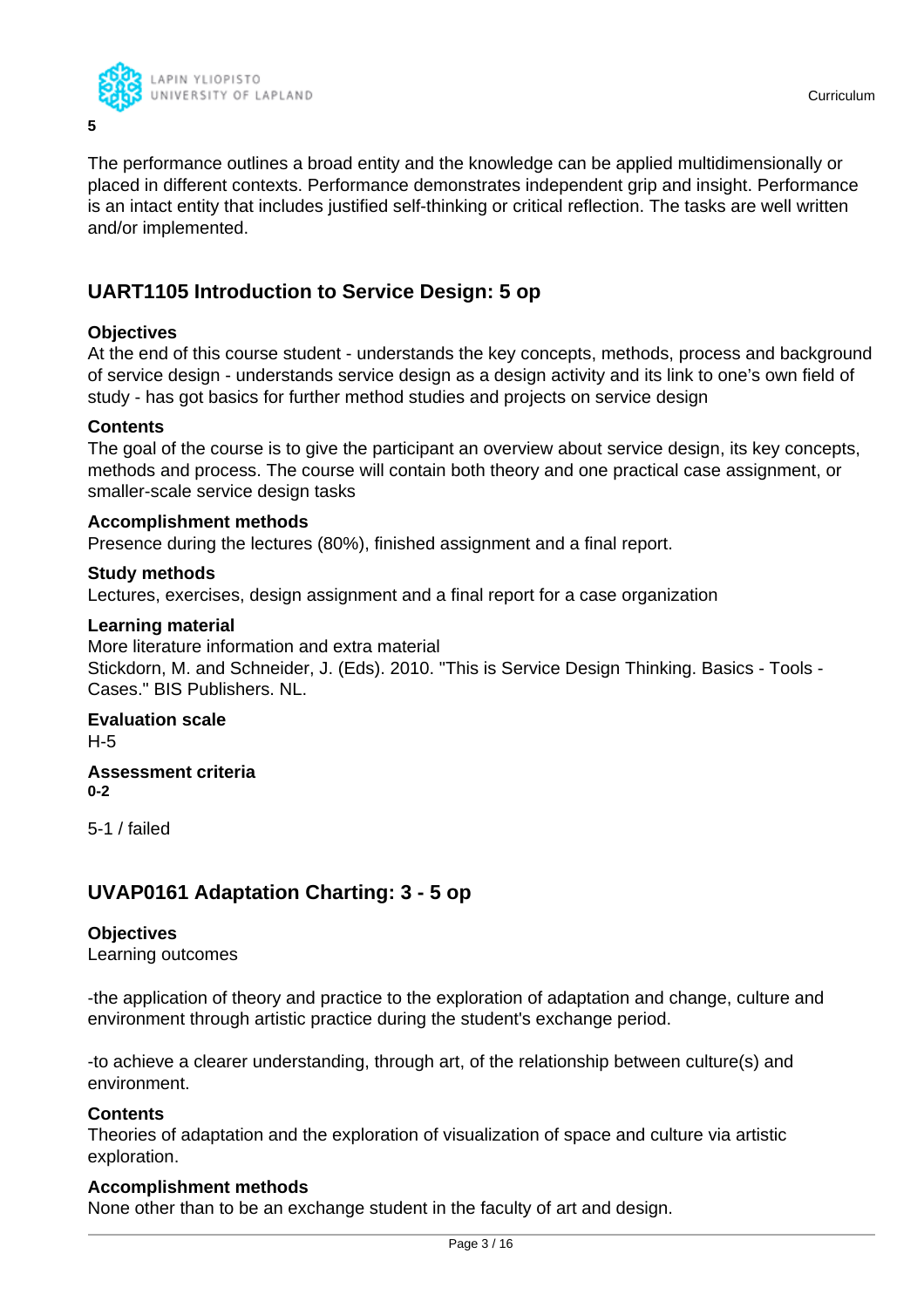**5**

The performance outlines a broad entity and the knowledge can be applied multidimensionally or placed in different contexts. Performance demonstrates independent grip and insight. Performance is an intact entity that includes justified self-thinking or critical reflection. The tasks are well written and/or implemented.

## UART1105 Introduction to Service Design: 5 op

**Objectives**
At the end of this course student - understands the key concepts, methods, process and background of service design - understands service design as a design activity and its link to one's own field of study - has got basics for further method studies and projects on service design

**Contents**
The goal of the course is to give the participant an overview about service design, its key concepts, methods and process. The course will contain both theory and one practical case assignment, or smaller-scale service design tasks

**Accomplishment methods**
Presence during the lectures (80%), finished assignment and a final report.

**Study methods**
Lectures, exercises, design assignment and a final report for a case organization

**Learning material**
More literature information and extra material
Stickdorn, M. and Schneider, J. (Eds). 2010. "This is Service Design Thinking. Basics - Tools - Cases." BIS Publishers. NL.

**Evaluation scale**
H-5

**Assessment criteria**
**0-2**

5-1 / failed

## UVAP0161 Adaptation Charting: 3 - 5 op

**Objectives**
Learning outcomes

-the application of theory and practice to the exploration of adaptation and change, culture and environment through artistic practice during the student's exchange period.

-to achieve a clearer understanding, through art, of the relationship between culture(s) and environment.

**Contents**
Theories of adaptation and the exploration of visualization of space and culture via artistic exploration.

**Accomplishment methods**
None other than to be an exchange student in the faculty of art and design.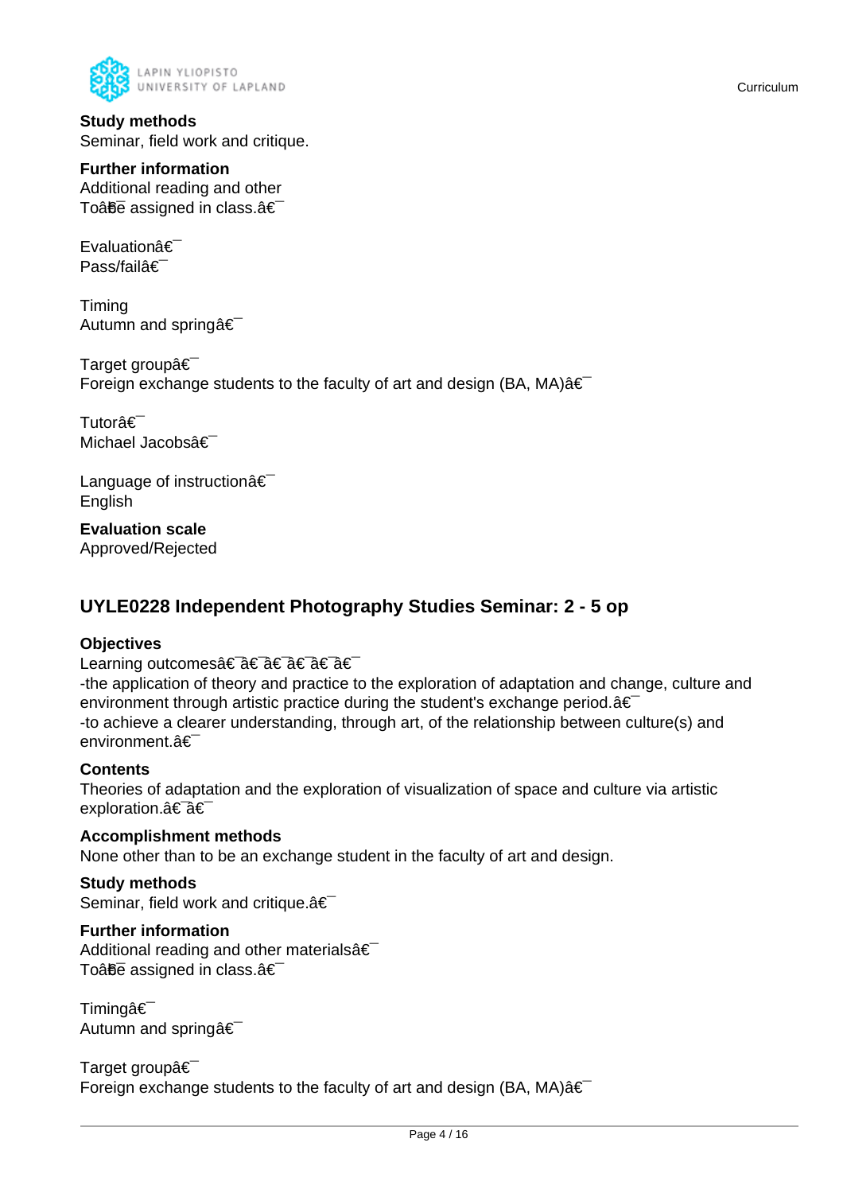**Study methods**
Seminar, field work and critique.

**Further information**
Additional reading and other
Toâ€be assigned in class.â€¯

Evaluationâ€¯
Pass/failâ€¯

Timing
Autumn and springâ€¯

Target groupâ€¯
Foreign exchange students to the faculty of art and design (BA, MA)â€¯

Tutorâ€¯
Michael Jacobsâ€¯

Language of instructionâ€¯
English

**Evaluation scale**
Approved/Rejected

## UYLE0228 Independent Photography Studies Seminar: 2 - 5 op

**Objectives**
Learning outcomesâ€¯â€¯â€¯â€¯â€¯â€¯
-the application of theory and practice to the exploration of adaptation and change, culture and environment through artistic practice during the student's exchange period.â€¯
-to achieve a clearer understanding, through art, of the relationship between culture(s) and environment.â€¯

**Contents**
Theories of adaptation and the exploration of visualization of space and culture via artistic exploration.â€¯â€¯

**Accomplishment methods**
None other than to be an exchange student in the faculty of art and design.

**Study methods**
Seminar, field work and critique.â€¯

**Further information**
Additional reading and other materialsâ€¯
Toâ€be assigned in class.â€¯

Timingâ€¯
Autumn and springâ€¯

Target groupâ€¯
Foreign exchange students to the faculty of art and design (BA, MA)â€¯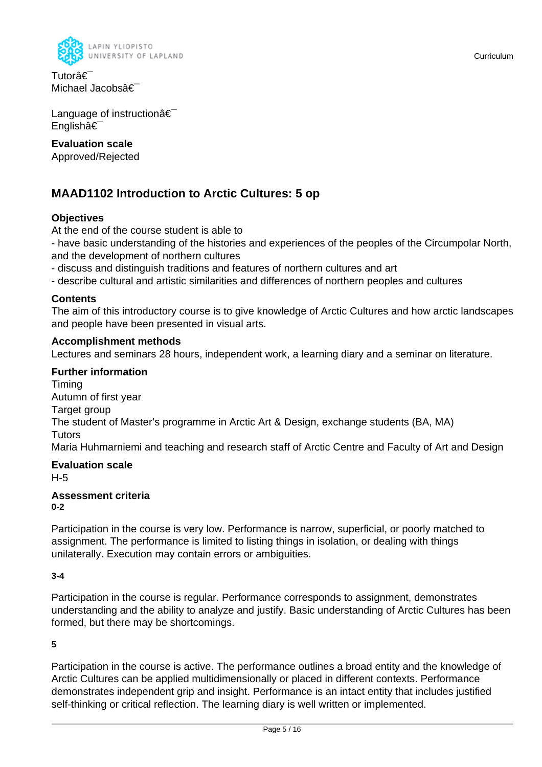Tutorâ€¯
Michael Jacobsâ€¯

Language of instructionâ€¯
Englishâ€¯

**Evaluation scale**
Approved/Rejected

## MAAD1102 Introduction to Arctic Cultures: 5 op

**Objectives**
At the end of the course student is able to
- have basic understanding of the histories and experiences of the peoples of the Circumpolar North, and the development of northern cultures
- discuss and distinguish traditions and features of northern cultures and art
- describe cultural and artistic similarities and differences of northern peoples and cultures

**Contents**
The aim of this introductory course is to give knowledge of Arctic Cultures and how arctic landscapes and people have been presented in visual arts.

**Accomplishment methods**
Lectures and seminars 28 hours, independent work, a learning diary and a seminar on literature.

**Further information**
Timing
Autumn of first year
Target group
The student of Master's programme in Arctic Art & Design, exchange students (BA, MA)
Tutors
Maria Huhmarniemi and teaching and research staff of Arctic Centre and Faculty of Art and Design

**Evaluation scale**
H-5

**Assessment criteria**
**0-2**

Participation in the course is very low. Performance is narrow, superficial, or poorly matched to assignment. The performance is limited to listing things in isolation, or dealing with things unilaterally. Execution may contain errors or ambiguities.

**3-4**

Participation in the course is regular. Performance corresponds to assignment, demonstrates understanding and the ability to analyze and justify. Basic understanding of Arctic Cultures has been formed, but there may be shortcomings.

**5**

Participation in the course is active. The performance outlines a broad entity and the knowledge of Arctic Cultures can be applied multidimensionally or placed in different contexts. Performance demonstrates independent grip and insight. Performance is an intact entity that includes justified self-thinking or critical reflection. The learning diary is well written or implemented.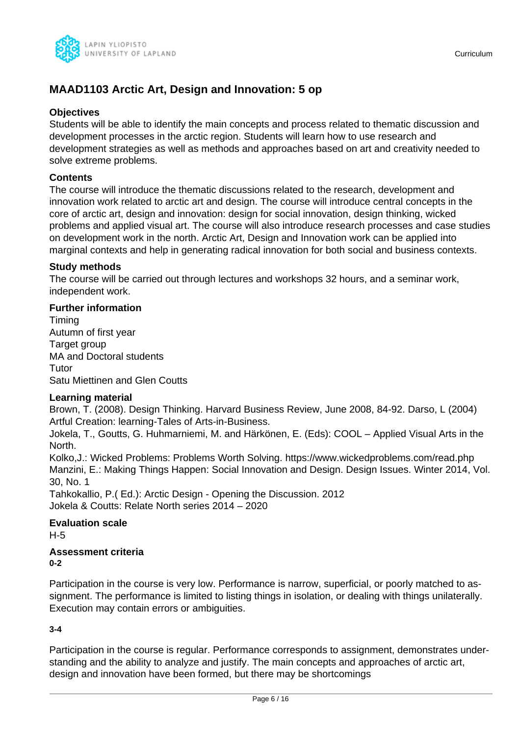## MAAD1103 Arctic Art, Design and Innovation: 5 op

### Objectives

Students will be able to identify the main concepts and process related to thematic discussion and development processes in the arctic region. Students will learn how to use research and development strategies as well as methods and approaches based on art and creativity needed to solve extreme problems.

### Contents

The course will introduce the thematic discussions related to the research, development and innovation work related to arctic art and design. The course will introduce central concepts in the core of arctic art, design and innovation: design for social innovation, design thinking, wicked problems and applied visual art. The course will also introduce research processes and case studies on development work in the north. Arctic Art, Design and Innovation work can be applied into marginal contexts and help in generating radical innovation for both social and business contexts.

### Study methods

The course will be carried out through lectures and workshops 32 hours, and a seminar work, independent work.

### Further information

Timing
Autumn of first year
Target group
MA and Doctoral students
Tutor
Satu Miettinen and Glen Coutts

### Learning material

Brown, T. (2008). Design Thinking. Harvard Business Review, June 2008, 84-92. Darso, L (2004) Artful Creation: learning-Tales of Arts-in-Business.
Jokela, T., Goutts, G. Huhmarniemi, M. and Härkönen, E. (Eds): COOL – Applied Visual Arts in the North.
Kolko,J.: Wicked Problems: Problems Worth Solving. https://www.wickedproblems.com/read.php
Manzini, E.: Making Things Happen: Social Innovation and Design. Design Issues. Winter 2014, Vol. 30, No. 1
Tahkokallio, P.( Ed.): Arctic Design - Opening the Discussion. 2012
Jokela & Coutts: Relate North series 2014 – 2020

### Evaluation scale

H-5

### Assessment criteria

**0-2**

Participation in the course is very low. Performance is narrow, superficial, or poorly matched to assignment. The performance is limited to listing things in isolation, or dealing with things unilaterally. Execution may contain errors or ambiguities.

**3-4**

Participation in the course is regular. Performance corresponds to assignment, demonstrates understanding and the ability to analyze and justify. The main concepts and approaches of arctic art, design and innovation have been formed, but there may be shortcomings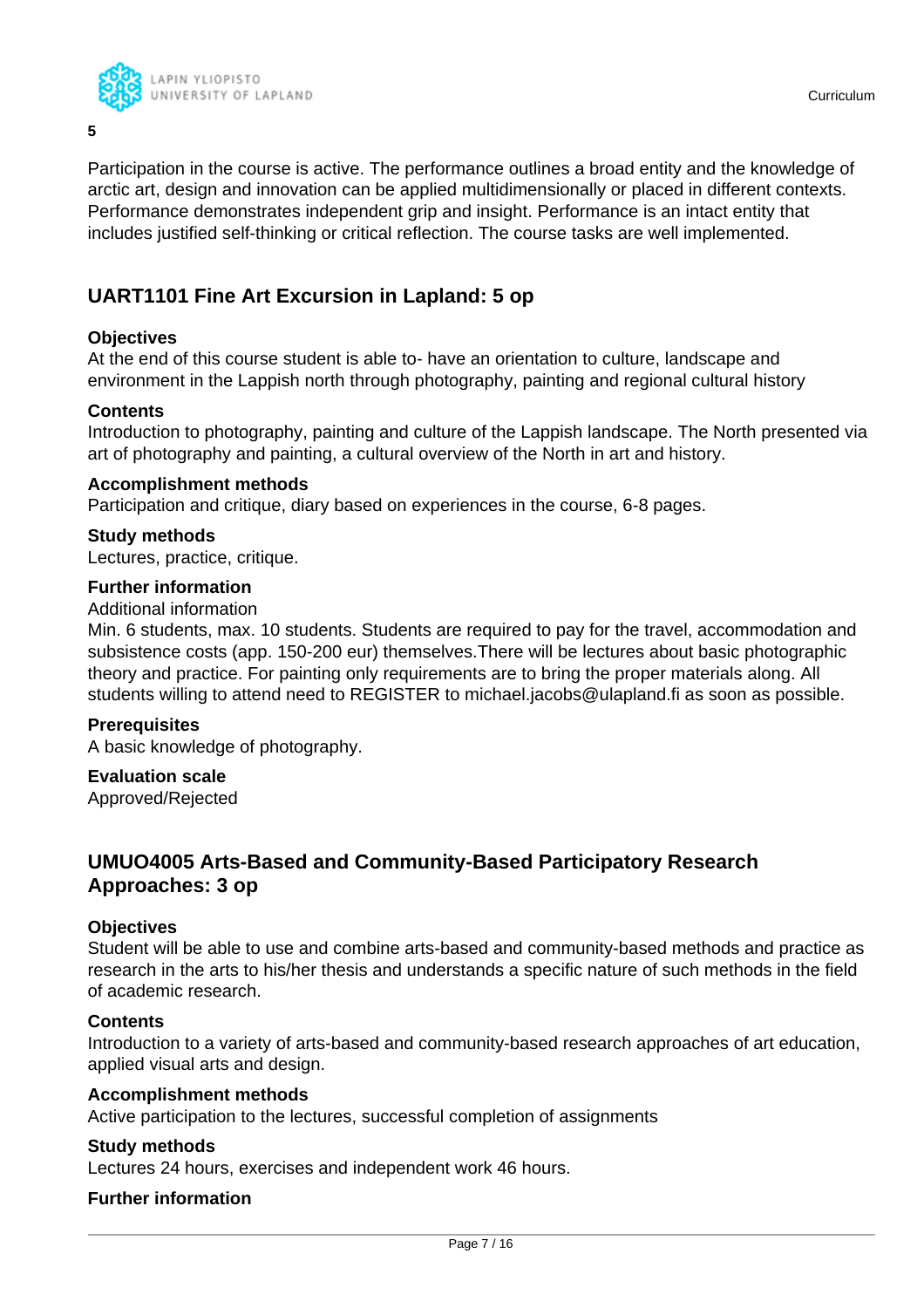**5**

Participation in the course is active. The performance outlines a broad entity and the knowledge of arctic art, design and innovation can be applied multidimensionally or placed in different contexts. Performance demonstrates independent grip and insight. Performance is an intact entity that includes justified self-thinking or critical reflection. The course tasks are well implemented.

## UART1101 Fine Art Excursion in Lapland: 5 op

**Objectives**
At the end of this course student is able to- have an orientation to culture, landscape and environment in the Lappish north through photography, painting and regional cultural history

**Contents**
Introduction to photography, painting and culture of the Lappish landscape. The North presented via art of photography and painting, a cultural overview of the North in art and history.

**Accomplishment methods**
Participation and critique, diary based on experiences in the course, 6-8 pages.

**Study methods**
Lectures, practice, critique.

**Further information**
Additional information
Min. 6 students, max. 10 students. Students are required to pay for the travel, accommodation and subsistence costs (app. 150-200 eur) themselves.There will be lectures about basic photographic theory and practice. For painting only requirements are to bring the proper materials along. All students willing to attend need to REGISTER to michael.jacobs@ulapland.fi as soon as possible.

**Prerequisites**
A basic knowledge of photography.

**Evaluation scale**
Approved/Rejected

## UMUO4005 Arts-Based and Community-Based Participatory Research Approaches: 3 op

**Objectives**
Student will be able to use and combine arts-based and community-based methods and practice as research in the arts to his/her thesis and understands a specific nature of such methods in the field of academic research.

**Contents**
Introduction to a variety of arts-based and community-based research approaches of art education, applied visual arts and design.

**Accomplishment methods**
Active participation to the lectures, successful completion of assignments

**Study methods**
Lectures 24 hours, exercises and independent work 46 hours.

**Further information**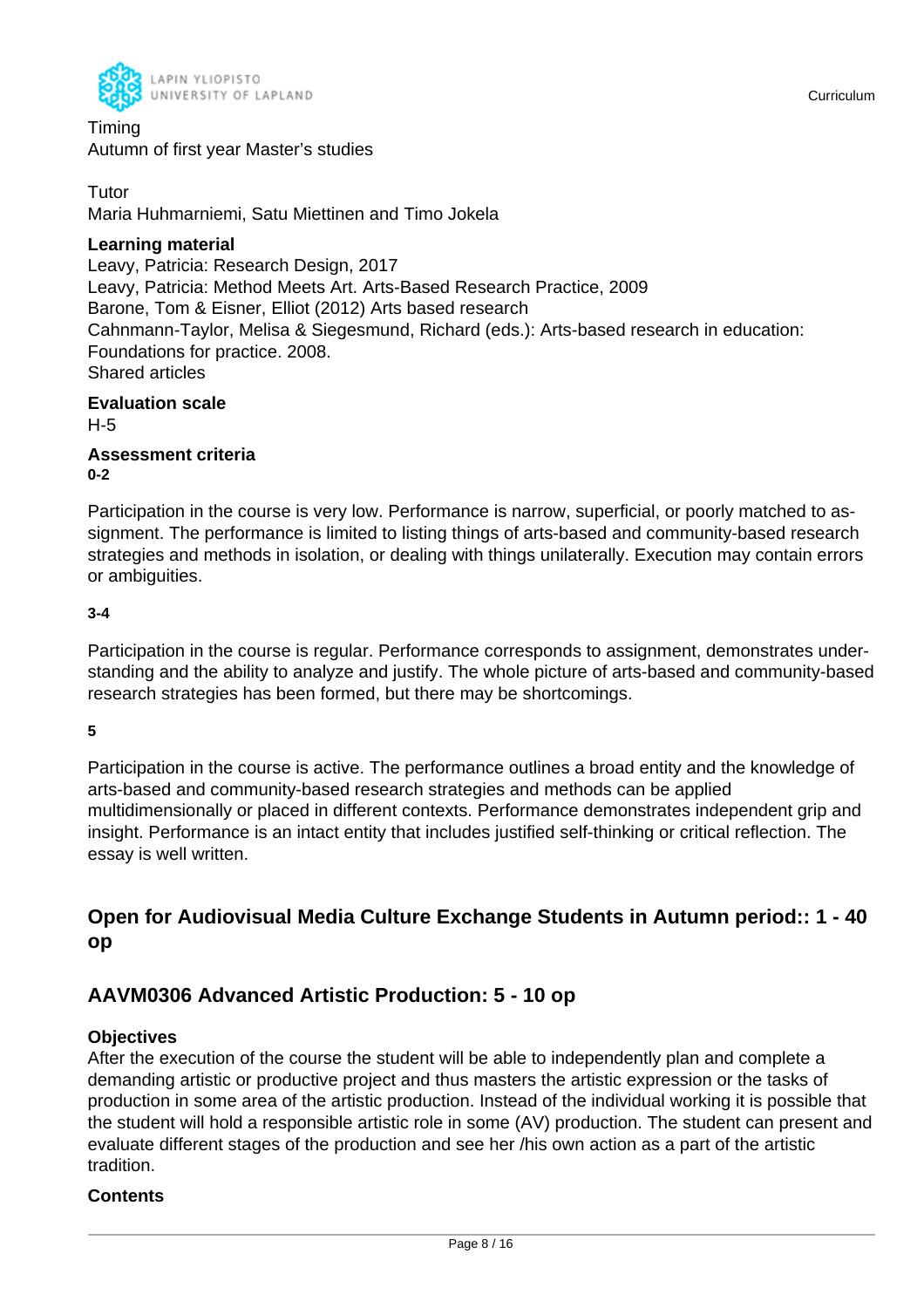Timing
Autumn of first year Master's studies

Tutor
Maria Huhmarniemi, Satu Miettinen and Timo Jokela

**Learning material**
Leavy, Patricia: Research Design, 2017
Leavy, Patricia: Method Meets Art. Arts-Based Research Practice, 2009
Barone, Tom & Eisner, Elliot (2012) Arts based research
Cahnmann-Taylor, Melisa & Siegesmund, Richard (eds.): Arts-based research in education: Foundations for practice. 2008.
Shared articles

**Evaluation scale**
H-5

**Assessment criteria**
**0-2**

Participation in the course is very low. Performance is narrow, superficial, or poorly matched to assignment. The performance is limited to listing things of arts-based and community-based research strategies and methods in isolation, or dealing with things unilaterally. Execution may contain errors or ambiguities.

**3-4**

Participation in the course is regular. Performance corresponds to assignment, demonstrates understanding and the ability to analyze and justify. The whole picture of arts-based and community-based research strategies has been formed, but there may be shortcomings.

**5**

Participation in the course is active. The performance outlines a broad entity and the knowledge of arts-based and community-based research strategies and methods can be applied multidimensionally or placed in different contexts. Performance demonstrates independent grip and insight. Performance is an intact entity that includes justified self-thinking or critical reflection. The essay is well written.

## Open for Audiovisual Media Culture Exchange Students in Autumn period:: 1 - 40 op

## AAVM0306 Advanced Artistic Production: 5 - 10 op

**Objectives**
After the execution of the course the student will be able to independently plan and complete a demanding artistic or productive project and thus masters the artistic expression or the tasks of production in some area of the artistic production. Instead of the individual working it is possible that the student will hold a responsible artistic role in some (AV) production. The student can present and evaluate different stages of the production and see her /his own action as a part of the artistic tradition.

**Contents**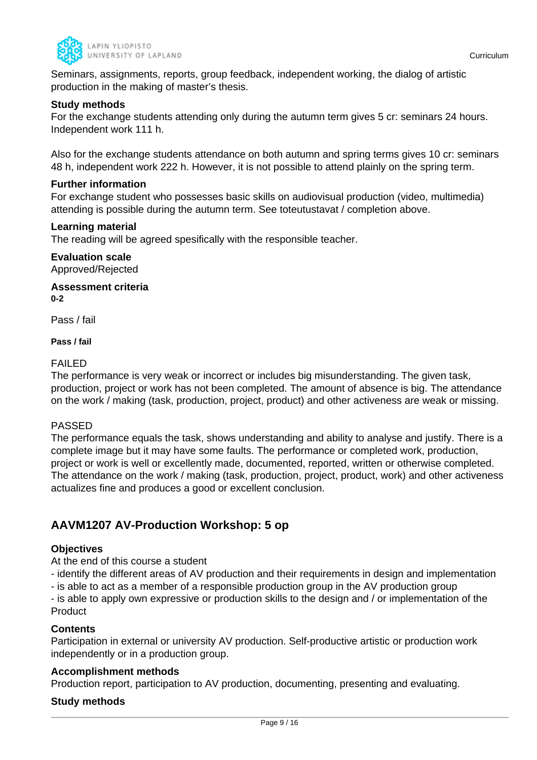Seminars, assignments, reports, group feedback, independent working, the dialog of artistic production in the making of master's thesis.

**Study methods**

For the exchange students attending only during the autumn term gives 5 cr: seminars 24 hours. Independent work 111 h.

Also for the exchange students attendance on both autumn and spring terms gives 10 cr: seminars 48 h, independent work 222 h. However, it is not possible to attend plainly on the spring term.

**Further information**

For exchange student who possesses basic skills on audiovisual production (video, multimedia) attending is possible during the autumn term. See toteutustavat / completion above.

**Learning material**

The reading will be agreed spesifically with the responsible teacher.

**Evaluation scale**

Approved/Rejected

**Assessment criteria**

**0-2**

Pass / fail

**Pass / fail**

FAILED

The performance is very weak or incorrect or includes big misunderstanding. The given task, production, project or work has not been completed. The amount of absence is big. The attendance on the work / making (task, production, project, product) and other activeness are weak or missing.

PASSED

The performance equals the task, shows understanding and ability to analyse and justify. There is a complete image but it may have some faults. The performance or completed work, production, project or work is well or excellently made, documented, reported, written or otherwise completed. The attendance on the work / making (task, production, project, product, work) and other activeness actualizes fine and produces a good or excellent conclusion.

## AAVM1207 AV-Production Workshop: 5 op

**Objectives**

At the end of this course a student

- identify the different areas of AV production and their requirements in design and implementation
- is able to act as a member of a responsible production group in the AV production group
- is able to apply own expressive or production skills to the design and / or implementation of the Product

**Contents**

Participation in external or university AV production. Self-productive artistic or production work independently or in a production group.

**Accomplishment methods**

Production report, participation to AV production, documenting, presenting and evaluating.

**Study methods**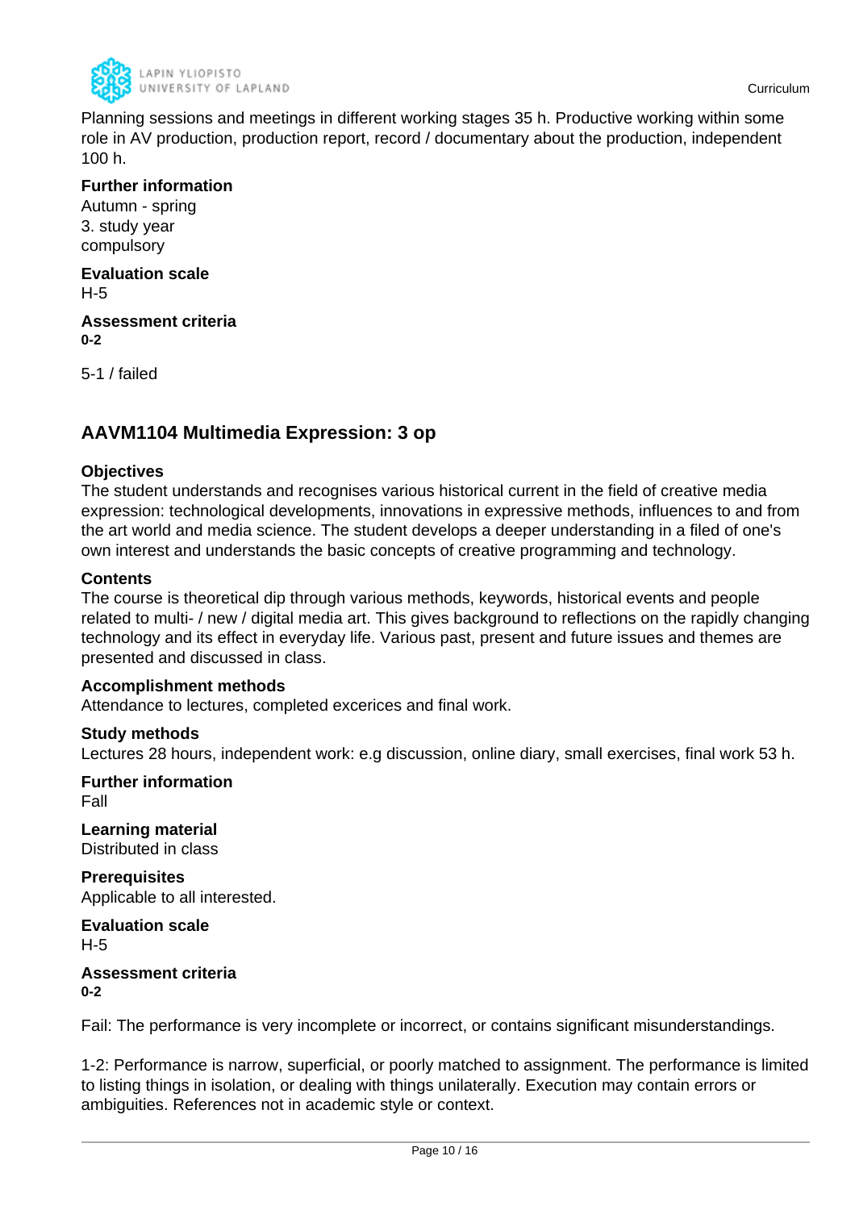Planning sessions and meetings in different working stages 35 h. Productive working within some role in AV production, production report, record / documentary about the production, independent 100 h.

**Further information**
Autumn - spring
3. study year
compulsory

**Evaluation scale**
H-5

**Assessment criteria**
**0-2**

5-1 / failed

## AAVM1104 Multimedia Expression: 3 op

**Objectives**
The student understands and recognises various historical current in the field of creative media expression: technological developments, innovations in expressive methods, influences to and from the art world and media science. The student develops a deeper understanding in a filed of one's own interest and understands the basic concepts of creative programming and technology.

**Contents**
The course is theoretical dip through various methods, keywords, historical events and people related to multi- / new / digital media art. This gives background to reflections on the rapidly changing technology and its effect in everyday life. Various past, present and future issues and themes are presented and discussed in class.

**Accomplishment methods**
Attendance to lectures, completed excerices and final work.

**Study methods**
Lectures 28 hours, independent work: e.g discussion, online diary, small exercises, final work 53 h.

**Further information**
Fall

**Learning material**
Distributed in class

**Prerequisites**
Applicable to all interested.

**Evaluation scale**
H-5

**Assessment criteria**
**0-2**

Fail: The performance is very incomplete or incorrect, or contains significant misunderstandings.

1-2: Performance is narrow, superficial, or poorly matched to assignment. The performance is limited to listing things in isolation, or dealing with things unilaterally. Execution may contain errors or ambiguities. References not in academic style or context.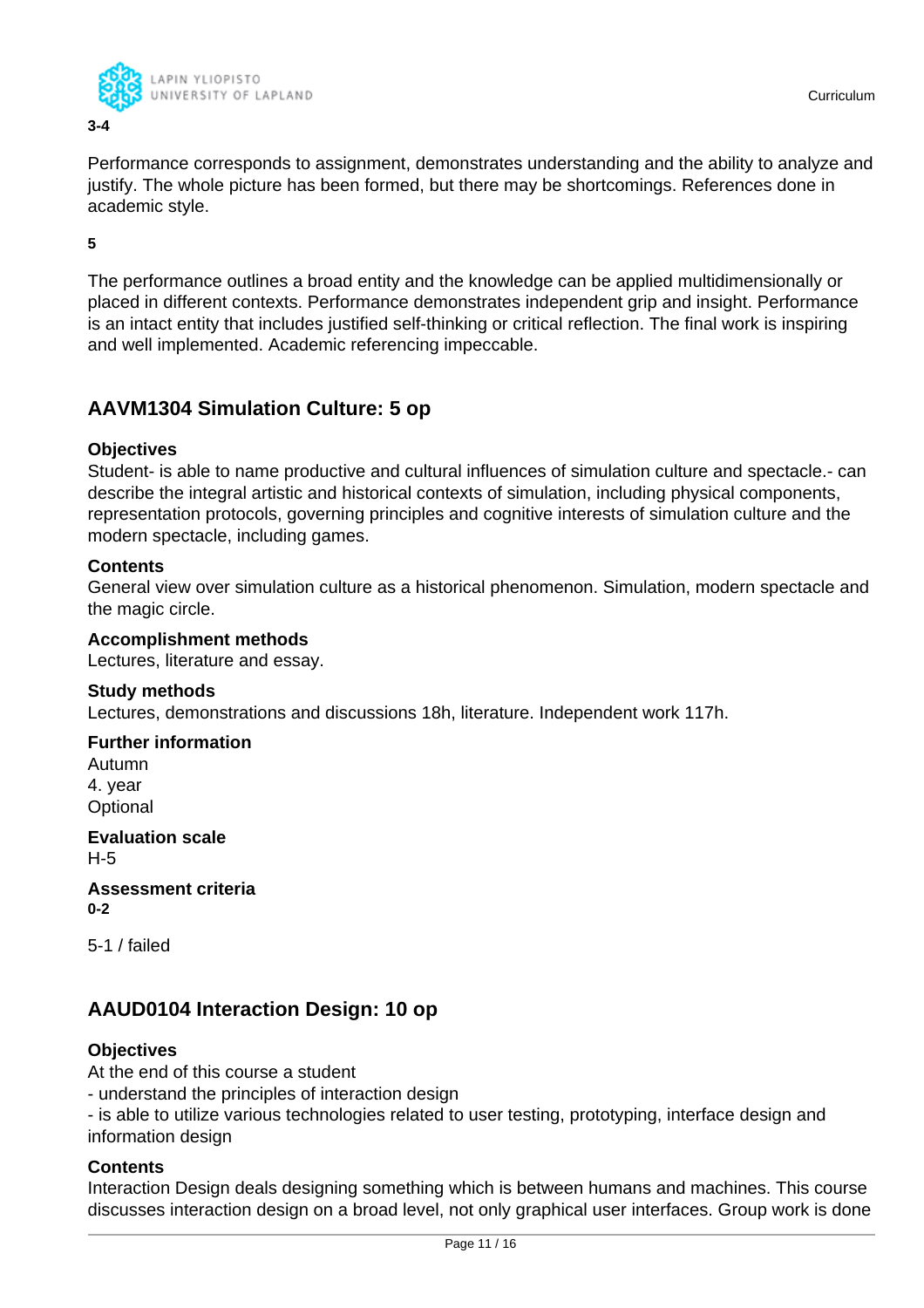**3-4**

Performance corresponds to assignment, demonstrates understanding and the ability to analyze and justify. The whole picture has been formed, but there may be shortcomings. References done in academic style.

**5**

The performance outlines a broad entity and the knowledge can be applied multidimensionally or placed in different contexts. Performance demonstrates independent grip and insight. Performance is an intact entity that includes justified self-thinking or critical reflection. The final work is inspiring and well implemented. Academic referencing impeccable.

## AAVM1304 Simulation Culture: 5 op

**Objectives**
Student- is able to name productive and cultural influences of simulation culture and spectacle.- can describe the integral artistic and historical contexts of simulation, including physical components, representation protocols, governing principles and cognitive interests of simulation culture and the modern spectacle, including games.

**Contents**
General view over simulation culture as a historical phenomenon. Simulation, modern spectacle and the magic circle.

**Accomplishment methods**
Lectures, literature and essay.

**Study methods**
Lectures, demonstrations and discussions 18h, literature. Independent work 117h.

**Further information**
Autumn
4. year
Optional

**Evaluation scale**
H-5

**Assessment criteria**
**0-2**

5-1 / failed

## AAUD0104 Interaction Design: 10 op

**Objectives**
At the end of this course a student
- understand the principles of interaction design
- is able to utilize various technologies related to user testing, prototyping, interface design and information design

**Contents**
Interaction Design deals designing something which is between humans and machines. This course discusses interaction design on a broad level, not only graphical user interfaces. Group work is done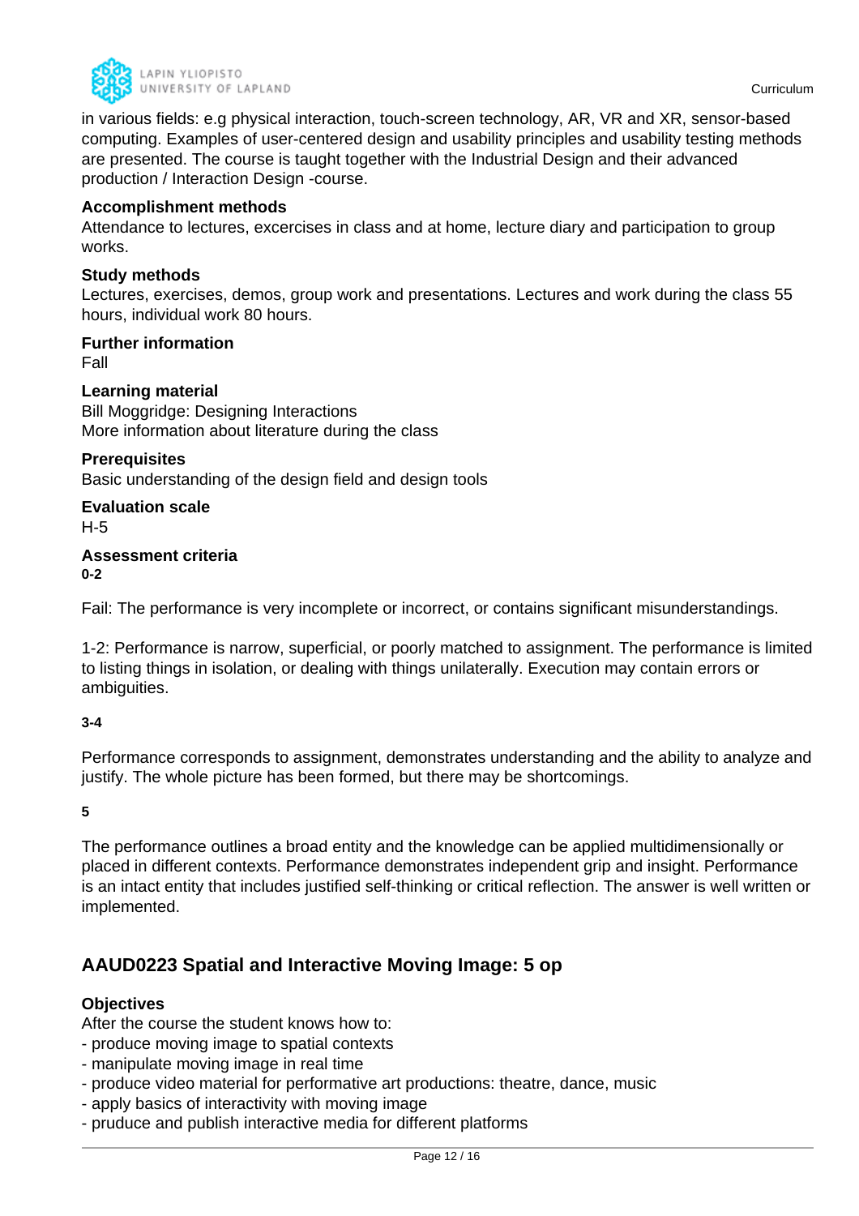in various fields: e.g physical interaction, touch-screen technology, AR, VR and XR, sensor-based computing. Examples of user-centered design and usability principles and usability testing methods are presented. The course is taught together with the Industrial Design and their advanced production / Interaction Design -course.

**Accomplishment methods**
Attendance to lectures, excercises in class and at home, lecture diary and participation to group works.

**Study methods**
Lectures, exercises, demos, group work and presentations. Lectures and work during the class 55 hours, individual work 80 hours.

**Further information**
Fall

**Learning material**
Bill Moggridge: Designing Interactions
More information about literature during the class

**Prerequisites**
Basic understanding of the design field and design tools

**Evaluation scale**
H-5

**Assessment criteria**
**0-2**

Fail: The performance is very incomplete or incorrect, or contains significant misunderstandings.

1-2: Performance is narrow, superficial, or poorly matched to assignment. The performance is limited to listing things in isolation, or dealing with things unilaterally. Execution may contain errors or ambiguities.

**3-4**

Performance corresponds to assignment, demonstrates understanding and the ability to analyze and justify. The whole picture has been formed, but there may be shortcomings.

**5**

The performance outlines a broad entity and the knowledge can be applied multidimensionally or placed in different contexts. Performance demonstrates independent grip and insight. Performance is an intact entity that includes justified self-thinking or critical reflection. The answer is well written or implemented.

## AAUD0223 Spatial and Interactive Moving Image: 5 op

**Objectives**
After the course the student knows how to:
- produce moving image to spatial contexts
- manipulate moving image in real time
- produce video material for performative art productions: theatre, dance, music
- apply basics of interactivity with moving image
- pruduce and publish interactive media for different platforms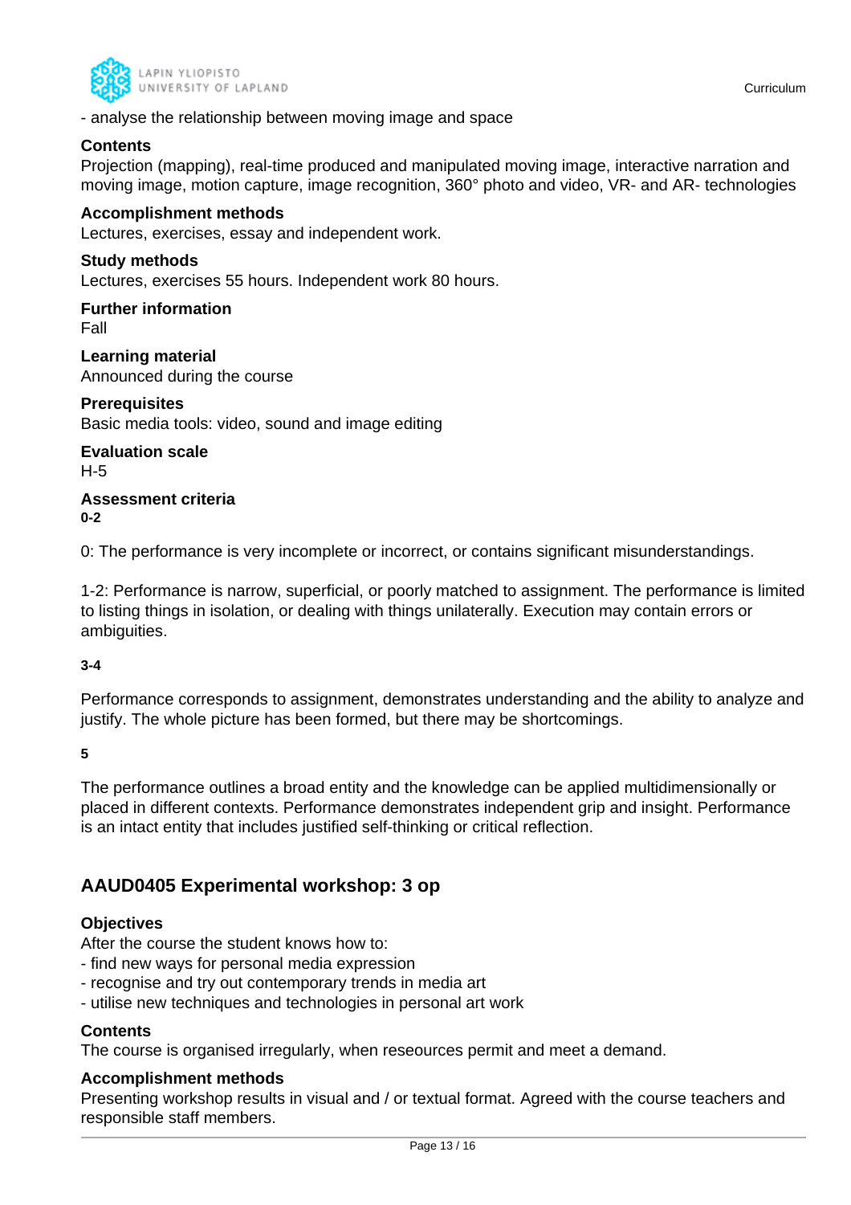- analyse the relationship between moving image and space

**Contents**
Projection (mapping), real-time produced and manipulated moving image, interactive narration and moving image, motion capture, image recognition, 360° photo and video, VR- and AR- technologies

**Accomplishment methods**
Lectures, exercises, essay and independent work.

**Study methods**
Lectures, exercises 55 hours. Independent work 80 hours.

**Further information**
Fall

**Learning material**
Announced during the course

**Prerequisites**
Basic media tools: video, sound and image editing

**Evaluation scale**
H-5

**Assessment criteria**

**0-2**

0: The performance is very incomplete or incorrect, or contains significant misunderstandings.

1-2: Performance is narrow, superficial, or poorly matched to assignment. The performance is limited to listing things in isolation, or dealing with things unilaterally. Execution may contain errors or ambiguities.

**3-4**

Performance corresponds to assignment, demonstrates understanding and the ability to analyze and justify. The whole picture has been formed, but there may be shortcomings.

**5**

The performance outlines a broad entity and the knowledge can be applied multidimensionally or placed in different contexts. Performance demonstrates independent grip and insight. Performance is an intact entity that includes justified self-thinking or critical reflection.

## AAUD0405 Experimental workshop: 3 op

**Objectives**
After the course the student knows how to:
- find new ways for personal media expression
- recognise and try out contemporary trends in media art
- utilise new techniques and technologies in personal art work

**Contents**
The course is organised irregularly, when reseources permit and meet a demand.

**Accomplishment methods**
Presenting workshop results in visual and / or textual format. Agreed with the course teachers and responsible staff members.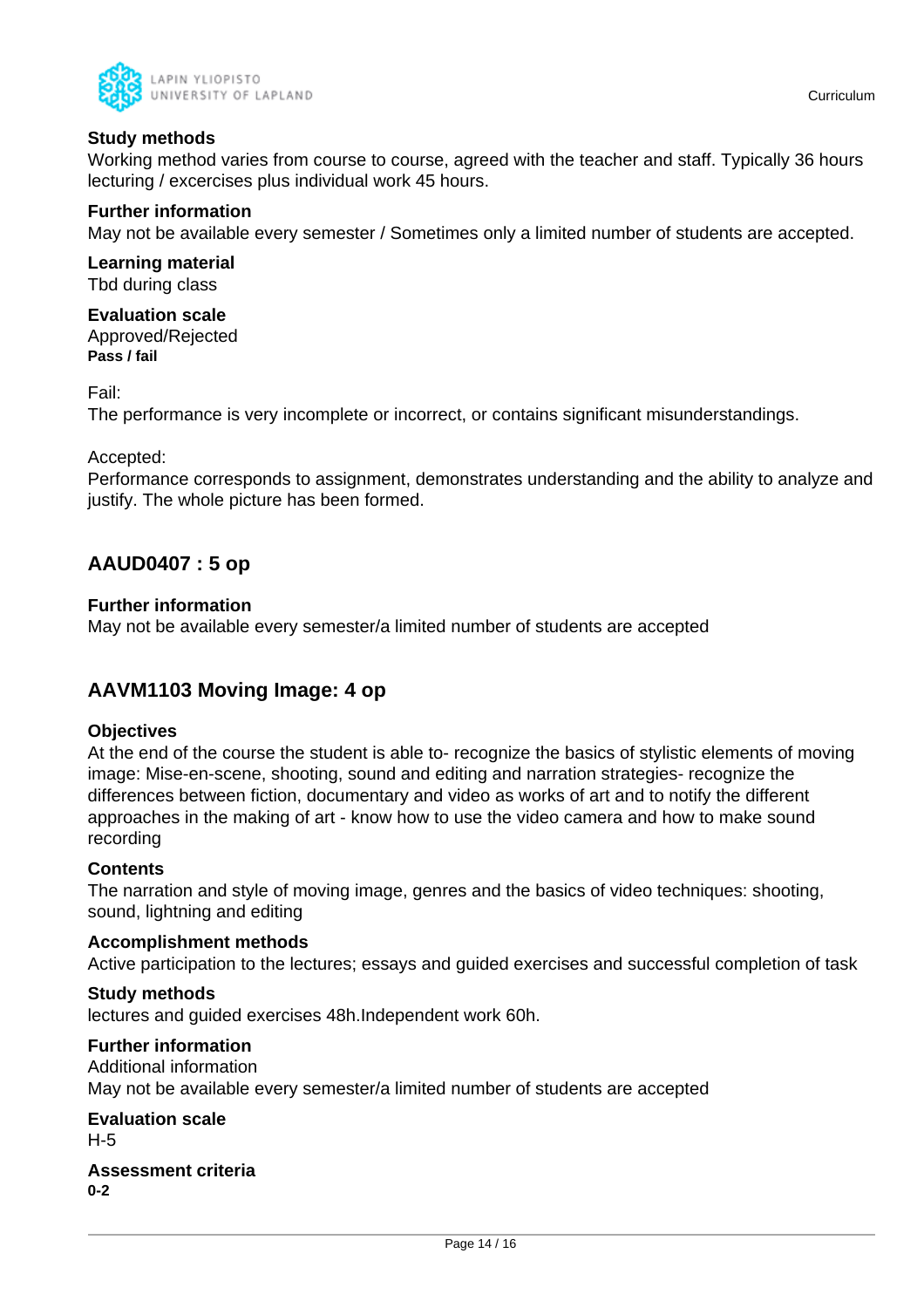**Study methods**
Working method varies from course to course, agreed with the teacher and staff. Typically 36 hours lecturing / excercises plus individual work 45 hours.

**Further information**
May not be available every semester / Sometimes only a limited number of students are accepted.

**Learning material**
Tbd during class

**Evaluation scale**
Approved/Rejected
**Pass / fail**

Fail:
The performance is very incomplete or incorrect, or contains significant misunderstandings.

Accepted:
Performance corresponds to assignment, demonstrates understanding and the ability to analyze and justify. The whole picture has been formed.

## AAUD0407 : 5 op

**Further information**
May not be available every semester/a limited number of students are accepted

## AAVM1103 Moving Image: 4 op

**Objectives**
At the end of the course the student is able to- recognize the basics of stylistic elements of moving image: Mise-en-scene, shooting, sound and editing and narration strategies- recognize the differences between fiction, documentary and video as works of art and to notify the different approaches in the making of art - know how to use the video camera and how to make sound recording

**Contents**
The narration and style of moving image, genres and the basics of video techniques: shooting, sound, lightning and editing

**Accomplishment methods**
Active participation to the lectures; essays and guided exercises and successful completion of task

**Study methods**
lectures and guided exercises 48h.Independent work 60h.

**Further information**
Additional information
May not be available every semester/a limited number of students are accepted

**Evaluation scale**
H-5

**Assessment criteria**
**0-2**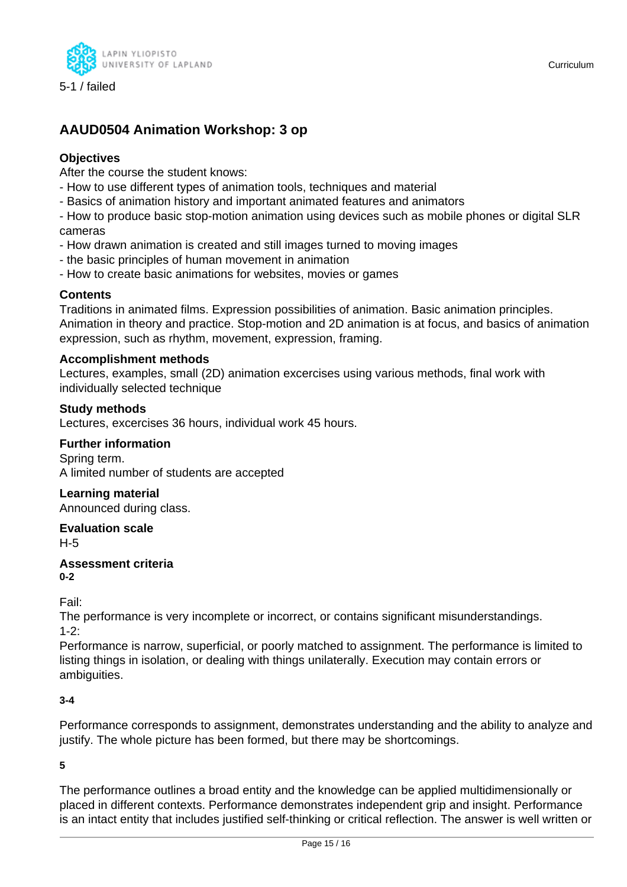5-1 / failed

## AAUD0504 Animation Workshop: 3 op

**Objectives**

After the course the student knows:

- How to use different types of animation tools, techniques and material
- Basics of animation history and important animated features and animators
- How to produce basic stop-motion animation using devices such as mobile phones or digital SLR cameras
- How drawn animation is created and still images turned to moving images
- the basic principles of human movement in animation
- How to create basic animations for websites, movies or games

**Contents**

Traditions in animated films. Expression possibilities of animation. Basic animation principles. Animation in theory and practice. Stop-motion and 2D animation is at focus, and basics of animation expression, such as rhythm, movement, expression, framing.

**Accomplishment methods**

Lectures, examples, small (2D) animation excercises using various methods, final work with individually selected technique

**Study methods**

Lectures, excercises 36 hours, individual work 45 hours.

**Further information**

Spring term.
A limited number of students are accepted

**Learning material**

Announced during class.

**Evaluation scale**

H-5

**Assessment criteria**

**0-2**

Fail:
The performance is very incomplete or incorrect, or contains significant misunderstandings.
1-2:
Performance is narrow, superficial, or poorly matched to assignment. The performance is limited to listing things in isolation, or dealing with things unilaterally. Execution may contain errors or ambiguities.

**3-4**

Performance corresponds to assignment, demonstrates understanding and the ability to analyze and justify. The whole picture has been formed, but there may be shortcomings.

**5**

The performance outlines a broad entity and the knowledge can be applied multidimensionally or placed in different contexts. Performance demonstrates independent grip and insight. Performance is an intact entity that includes justified self-thinking or critical reflection. The answer is well written or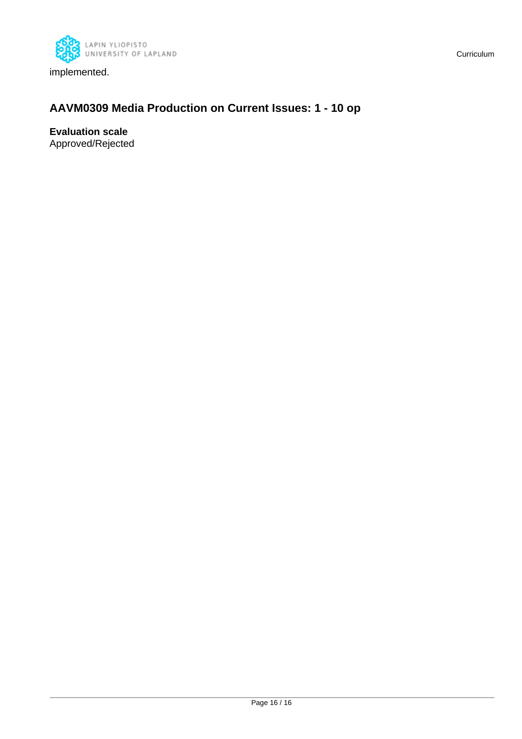implemented.

## AAVM0309 Media Production on Current Issues: 1 - 10 op

**Evaluation scale**
Approved/Rejected